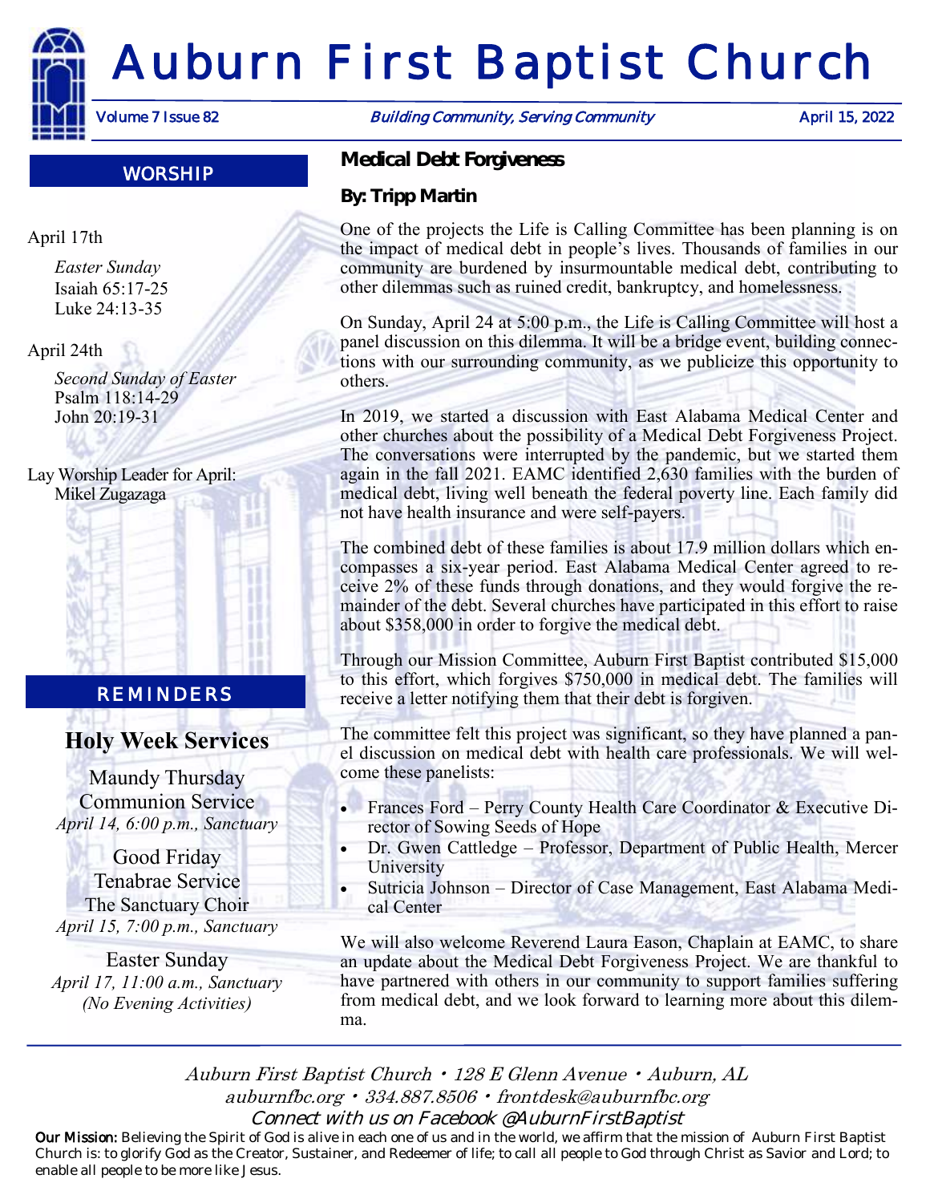# Auburn First Baptist Church

Volume 7 Issue 82 | *Building Community, Serving Community* | April 15, 2022

## WORSHIP

April 17th

*Easter Sunday*
Isaiah 65:17-25
Luke 24:13-35

April 24th

*Second Sunday of Easter*
Psalm 118:14-29
John 20:19-31

Lay Worship Leader for April:
Mikel Zugazaga

## REMINDERS

### Holy Week Services

Maundy Thursday
Communion Service
*April 14, 6:00 p.m., Sanctuary*

Good Friday
Tenabrae Service
The Sanctuary Choir
*April 15, 7:00 p.m., Sanctuary*

Easter Sunday
*April 17, 11:00 a.m., Sanctuary*
*(No Evening Activities)*

## Medical Debt Forgiveness

**By: Tripp Martin**

One of the projects the Life is Calling Committee has been planning is on the impact of medical debt in people's lives. Thousands of families in our community are burdened by insurmountable medical debt, contributing to other dilemmas such as ruined credit, bankruptcy, and homelessness.

On Sunday, April 24 at 5:00 p.m., the Life is Calling Committee will host a panel discussion on this dilemma. It will be a bridge event, building connections with our surrounding community, as we publicize this opportunity to others.

In 2019, we started a discussion with East Alabama Medical Center and other churches about the possibility of a Medical Debt Forgiveness Project. The conversations were interrupted by the pandemic, but we started them again in the fall 2021. EAMC identified 2,630 families with the burden of medical debt, living well beneath the federal poverty line. Each family did not have health insurance and were self-payers.

The combined debt of these families is about 17.9 million dollars which encompasses a six-year period. East Alabama Medical Center agreed to receive 2% of these funds through donations, and they would forgive the remainder of the debt. Several churches have participated in this effort to raise about $358,000 in order to forgive the medical debt.

Through our Mission Committee, Auburn First Baptist contributed $15,000 to this effort, which forgives $750,000 in medical debt. The families will receive a letter notifying them that their debt is forgiven.

The committee felt this project was significant, so they have planned a panel discussion on medical debt with health care professionals. We will welcome these panelists:

- Frances Ford – Perry County Health Care Coordinator & Executive Director of Sowing Seeds of Hope
- Dr. Gwen Cattledge – Professor, Department of Public Health, Mercer University
- Sutricia Johnson – Director of Case Management, East Alabama Medical Center

We will also welcome Reverend Laura Eason, Chaplain at EAMC, to share an update about the Medical Debt Forgiveness Project. We are thankful to have partnered with others in our community to support families suffering from medical debt, and we look forward to learning more about this dilemma.

*Auburn First Baptist Church • 128 E Glenn Avenue • Auburn, AL*
*auburnfbc.org • 334.887.8506 • frontdesk@auburnfbc.org*
*Connect with us on Facebook @AuburnFirstBaptist*

**Our Mission:** Believing the Spirit of God is alive in each one of us and in the world, we affirm that the mission of Auburn First Baptist Church is: to glorify God as the Creator, Sustainer, and Redeemer of life; to call all people to God through Christ as Savior and Lord; to enable all people to be more like Jesus.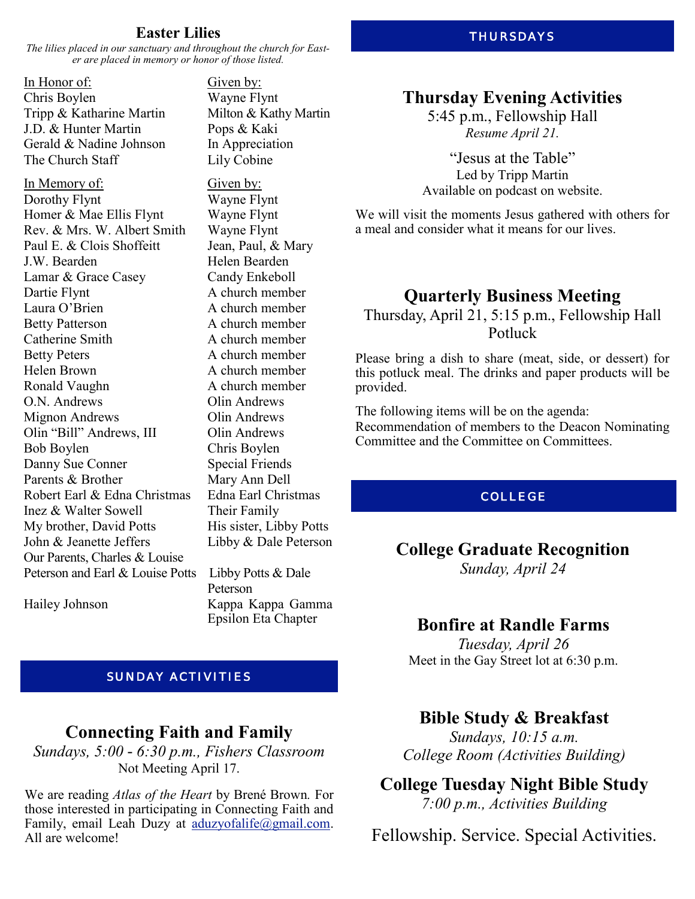## Easter Lilies

*The lilies placed in our sanctuary and throughout the church for Easter are placed in memory or honor of those listed.*

| In Honor of: | Given by: |
|---|---|
| Chris Boylen | Wayne Flynt |
| Tripp & Katharine Martin | Milton & Kathy Martin |
| J.D. & Hunter Martin | Pops & Kaki |
| Gerald & Nadine Johnson | In Appreciation |
| The Church Staff | Lily Cobine |

| In Memory of: | Given by: |
|---|---|
| Dorothy Flynt | Wayne Flynt |
| Homer & Mae Ellis Flynt | Wayne Flynt |
| Rev. & Mrs. W. Albert Smith | Wayne Flynt |
| Paul E. & Clois Shoffeitt | Jean, Paul, & Mary |
| J.W. Bearden | Helen Bearden |
| Lamar & Grace Casey | Candy Enkeboll |
| Dartie Flynt | A church member |
| Laura O'Brien | A church member |
| Betty Patterson | A church member |
| Catherine Smith | A church member |
| Betty Peters | A church member |
| Helen Brown | A church member |
| Ronald Vaughn | A church member |
| O.N. Andrews | Olin Andrews |
| Mignon Andrews | Olin Andrews |
| Olin "Bill" Andrews, III | Olin Andrews |
| Bob Boylen | Chris Boylen |
| Danny Sue Conner | Special Friends |
| Parents & Brother | Mary Ann Dell |
| Robert Earl & Edna Christmas | Edna Earl Christmas |
| Inez & Walter Sowell | Their Family |
| My brother, David Potts | His sister, Libby Potts |
| John & Jeanette Jeffers | Libby & Dale Peterson |
| Our Parents, Charles & Louise Peterson and Earl & Louise Potts | Libby Potts & Dale Peterson |
| Hailey Johnson | Kappa Kappa Gamma Epsilon Eta Chapter |

## SUNDAY ACTIVITIES

### Connecting Faith and Family

*Sundays, 5:00 - 6:30 p.m., Fishers Classroom*
Not Meeting April 17.

We are reading *Atlas of the Heart* by Brené Brown. For those interested in participating in Connecting Faith and Family, email Leah Duzy at aduzyofalife@gmail.com. All are welcome!

## THURSDAYS

### Thursday Evening Activities

5:45 p.m., Fellowship Hall
*Resume April 21.*

"Jesus at the Table"
Led by Tripp Martin
Available on podcast on website.

We will visit the moments Jesus gathered with others for a meal and consider what it means for our lives.

### Quarterly Business Meeting

Thursday, April 21, 5:15 p.m., Fellowship Hall
Potluck

Please bring a dish to share (meat, side, or dessert) for this potluck meal. The drinks and paper products will be provided.

The following items will be on the agenda:
Recommendation of members to the Deacon Nominating Committee and the Committee on Committees.

## COLLEGE

### College Graduate Recognition

*Sunday, April 24*

### Bonfire at Randle Farms

*Tuesday, April 26*
Meet in the Gay Street lot at 6:30 p.m.

### Bible Study & Breakfast

*Sundays, 10:15 a.m.*
*College Room (Activities Building)*

### College Tuesday Night Bible Study

*7:00 p.m., Activities Building*

Fellowship. Service. Special Activities.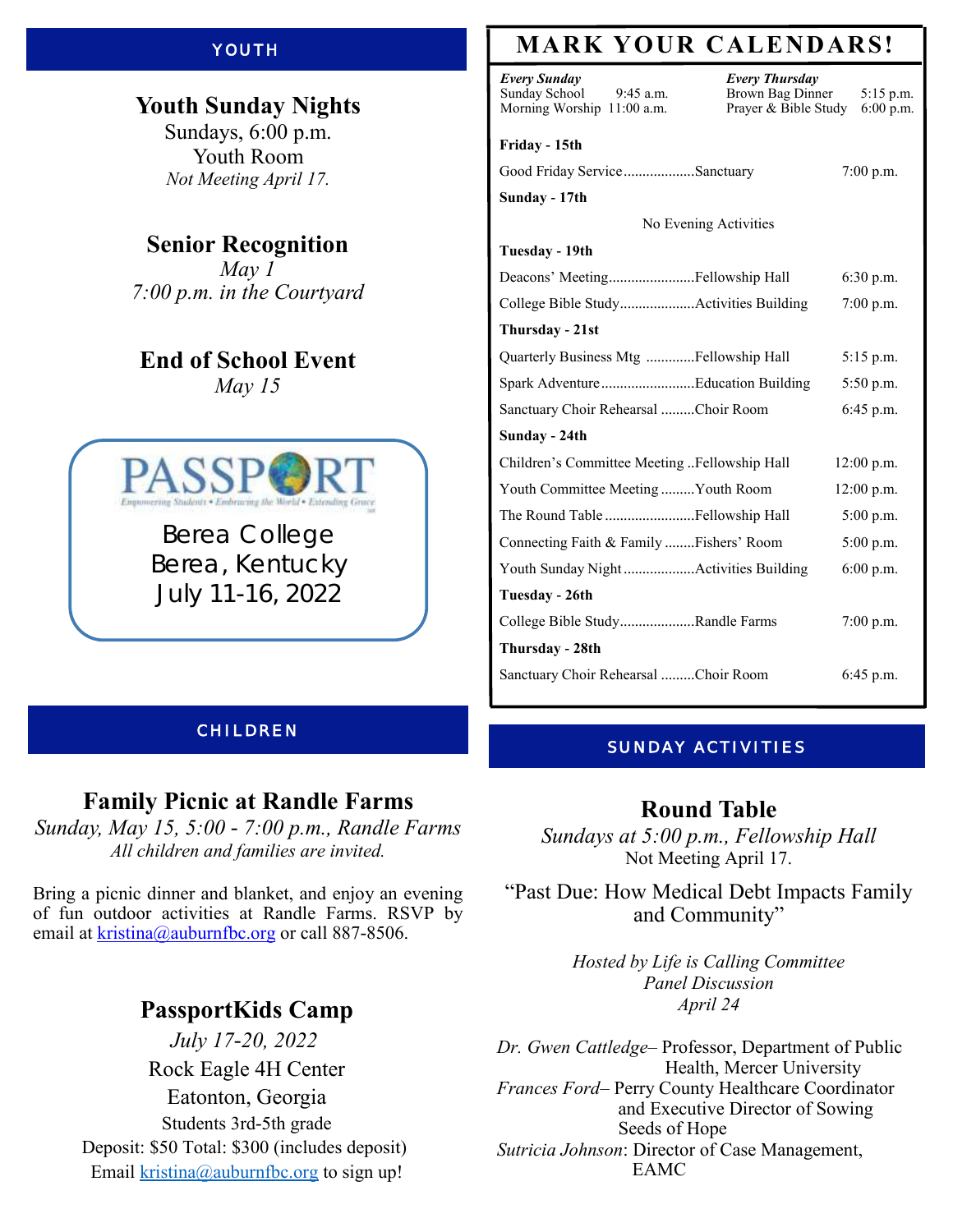## YOUTH

### Youth Sunday Nights

Sundays, 6:00 p.m.
Youth Room
*Not Meeting April 17.*

### Senior Recognition

*May 1*
*7:00 p.m. in the Courtyard*

### End of School Event

*May 15*

**PASSPORT**
Empowering Students • Embracing the World • Extending Grace

Berea College
Berea, Kentucky
July 11-16, 2022

## CHILDREN

### Family Picnic at Randle Farms

*Sunday, May 15, 5:00 - 7:00 p.m., Randle Farms*
*All children and families are invited.*

Bring a picnic dinner and blanket, and enjoy an evening of fun outdoor activities at Randle Farms. RSVP by email at kristina@auburnfbc.org or call 887-8506.

### PassportKids Camp

*July 17-20, 2022*
Rock Eagle 4H Center
Eatonton, Georgia
Students 3rd-5th grade
Deposit: $50 Total: $300 (includes deposit)
Email kristina@auburnfbc.org to sign up!

## MARK YOUR CALENDARS!

*Every Sunday*
Sunday School 9:45 a.m.
Morning Worship 11:00 a.m.

*Every Thursday*
Brown Bag Dinner 5:15 p.m.
Prayer & Bible Study 6:00 p.m.

| Event | Location | Time |
|---|---|---|
| **Friday - 15th** | | |
| Good Friday Service | Sanctuary | 7:00 p.m. |
| **Sunday - 17th** | | |
| No Evening Activities | | |
| **Tuesday - 19th** | | |
| Deacons' Meeting | Fellowship Hall | 6:30 p.m. |
| College Bible Study | Activities Building | 7:00 p.m. |
| **Thursday - 21st** | | |
| Quarterly Business Mtg | Fellowship Hall | 5:15 p.m. |
| Spark Adventure | Education Building | 5:50 p.m. |
| Sanctuary Choir Rehearsal | Choir Room | 6:45 p.m. |
| **Sunday - 24th** | | |
| Children's Committee Meeting | Fellowship Hall | 12:00 p.m. |
| Youth Committee Meeting | Youth Room | 12:00 p.m. |
| The Round Table | Fellowship Hall | 5:00 p.m. |
| Connecting Faith & Family | Fishers' Room | 5:00 p.m. |
| Youth Sunday Night | Activities Building | 6:00 p.m. |
| **Tuesday - 26th** | | |
| College Bible Study | Randle Farms | 7:00 p.m. |
| **Thursday - 28th** | | |
| Sanctuary Choir Rehearsal | Choir Room | 6:45 p.m. |

## SUNDAY ACTIVITIES

### Round Table

*Sundays at 5:00 p.m., Fellowship Hall*
Not Meeting April 17.

"Past Due: How Medical Debt Impacts Family and Community"

*Hosted by Life is Calling Committee*
*Panel Discussion*
*April 24*

*Dr. Gwen Cattledge*– Professor, Department of Public Health, Mercer University
*Frances Ford*– Perry County Healthcare Coordinator and Executive Director of Sowing Seeds of Hope
*Sutricia Johnson*: Director of Case Management, EAMC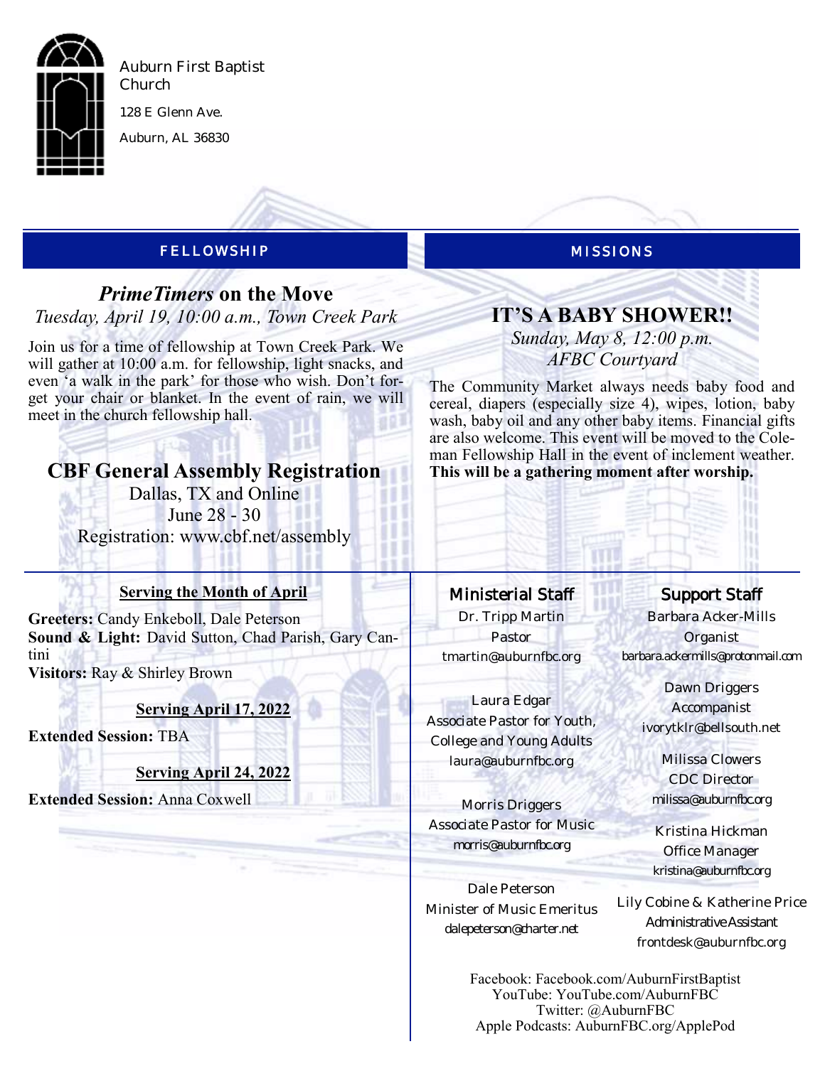Auburn First Baptist Church

128 E Glenn Ave.

Auburn, AL 36830

## FELLOWSHIP

### *PrimeTimers* on the Move

*Tuesday, April 19, 10:00 a.m., Town Creek Park*

Join us for a time of fellowship at Town Creek Park. We will gather at 10:00 a.m. for fellowship, light snacks, and even 'a walk in the park' for those who wish. Don't forget your chair or blanket. In the event of rain, we will meet in the church fellowship hall.

### CBF General Assembly Registration

Dallas, TX and Online

June 28 - 30

Registration: www.cbf.net/assembly

## MISSIONS

### IT'S A BABY SHOWER!!

*Sunday, May 8, 12:00 p.m.*

*AFBC Courtyard*

The Community Market always needs baby food and cereal, diapers (especially size 4), wipes, lotion, baby wash, baby oil and any other baby items. Financial gifts are also welcome. This event will be moved to the Coleman Fellowship Hall in the event of inclement weather. **This will be a gathering moment after worship.**

---

**Serving the Month of April**

**Greeters:** Candy Enkeboll, Dale Peterson

**Sound & Light:** David Sutton, Chad Parish, Gary Cantini

**Visitors:** Ray & Shirley Brown

**Serving April 17, 2022**

**Extended Session:** TBA

**Serving April 24, 2022**

**Extended Session:** Anna Coxwell

### Ministerial Staff

Dr. Tripp Martin
Pastor
tmartin@auburnfbc.org

Laura Edgar
Associate Pastor for Youth, College and Young Adults
laura@auburnfbc.org

Morris Driggers
Associate Pastor for Music
morris@auburnfbc.org

Dale Peterson
Minister of Music Emeritus
dalepeterson@charter.net

### Support Staff

Barbara Acker-Mills
Organist
barbara.ackermills@protonmail.com

Dawn Driggers
Accompanist
ivorytklr@bellsouth.net

Milissa Clowers
CDC Director
milissa@auburnfbc.org

Kristina Hickman
Office Manager
kristina@auburnfbc.org

Lily Cobine & Katherine Price
Administrative Assistant
frontdesk@auburnfbc.org

Facebook: Facebook.com/AuburnFirstBaptist
YouTube: YouTube.com/AuburnFBC
Twitter: @AuburnFBC
Apple Podcasts: AuburnFBC.org/ApplePod